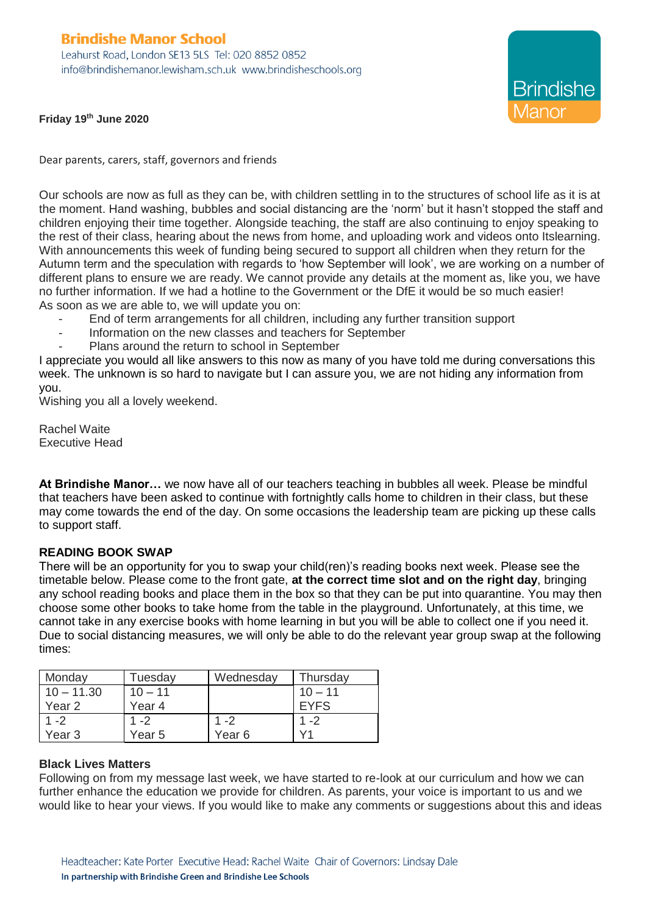**Brindishe Manor School**
Leahurst Road, London SE13 5LS Tel: 020 8852 0852
info@brindishemanor.lewisham.sch.uk www.brindisheschools.org

Brindishe Manor

**Friday 19th June 2020**

Dear parents, carers, staff, governors and friends

Our schools are now as full as they can be, with children settling in to the structures of school life as it is at the moment. Hand washing, bubbles and social distancing are the 'norm' but it hasn't stopped the staff and children enjoying their time together. Alongside teaching, the staff are also continuing to enjoy speaking to the rest of their class, hearing about the news from home, and uploading work and videos onto Itslearning. With announcements this week of funding being secured to support all children when they return for the Autumn term and the speculation with regards to 'how September will look', we are working on a number of different plans to ensure we are ready. We cannot provide any details at the moment as, like you, we have no further information. If we had a hotline to the Government or the DfE it would be so much easier!
As soon as we are able to, we will update you on:

- End of term arrangements for all children, including any further transition support
- Information on the new classes and teachers for September
- Plans around the return to school in September

I appreciate you would all like answers to this now as many of you have told me during conversations this week. The unknown is so hard to navigate but I can assure you, we are not hiding any information from you.
Wishing you all a lovely weekend.

Rachel Waite
Executive Head

**At Brindishe Manor…** we now have all of our teachers teaching in bubbles all week. Please be mindful that teachers have been asked to continue with fortnightly calls home to children in their class, but these may come towards the end of the day. On some occasions the leadership team are picking up these calls to support staff.

**READING BOOK SWAP**
There will be an opportunity for you to swap your child(ren)'s reading books next week. Please see the timetable below. Please come to the front gate, **at the correct time slot and on the right day**, bringing any school reading books and place them in the box so that they can be put into quarantine. You may then choose some other books to take home from the table in the playground. Unfortunately, at this time, we cannot take in any exercise books with home learning in but you will be able to collect one if you need it. Due to social distancing measures, we will only be able to do the relevant year group swap at the following times:

| Monday | Tuesday | Wednesday | Thursday |
|---|---|---|---|
| 10 – 11.30 Year 2 | 10 – 11 Year 4 | | 10 – 11 EYFS |
| 1 -2 Year 3 | 1 -2 Year 5 | 1 -2 Year 6 | 1 -2 Y1 |

**Black Lives Matters**
Following on from my message last week, we have started to re-look at our curriculum and how we can further enhance the education we provide for children. As parents, your voice is important to us and we would like to hear your views. If you would like to make any comments or suggestions about this and ideas

Headteacher: Kate Porter Executive Head: Rachel Waite Chair of Governors: Lindsay Dale
**In partnership with Brindishe Green and Brindishe Lee Schools**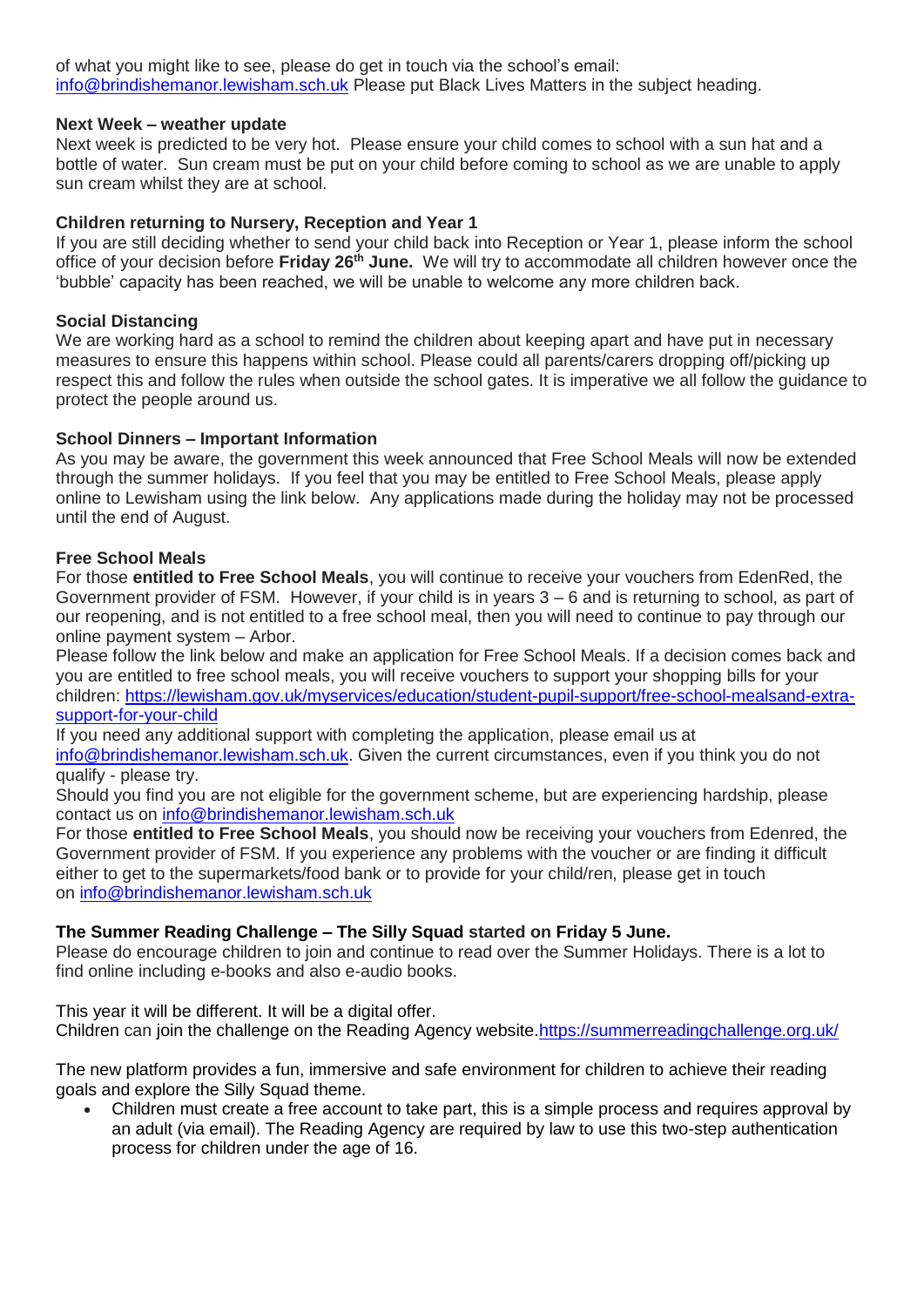of what you might like to see, please do get in touch via the school's email: [info@brindishemanor.lewisham.sch.uk](mailto:info@brindishemanor.lewisham.sch.uk) Please put Black Lives Matters in the subject heading.

**Next Week – weather update**

Next week is predicted to be very hot. Please ensure your child comes to school with a sun hat and a bottle of water. Sun cream must be put on your child before coming to school as we are unable to apply sun cream whilst they are at school.

**Children returning to Nursery, Reception and Year 1**

If you are still deciding whether to send your child back into Reception or Year 1, please inform the school office of your decision before **Friday 26th June.** We will try to accommodate all children however once the 'bubble' capacity has been reached, we will be unable to welcome any more children back.

**Social Distancing**

We are working hard as a school to remind the children about keeping apart and have put in necessary measures to ensure this happens within school. Please could all parents/carers dropping off/picking up respect this and follow the rules when outside the school gates. It is imperative we all follow the guidance to protect the people around us.

**School Dinners – Important Information**

As you may be aware, the government this week announced that Free School Meals will now be extended through the summer holidays. If you feel that you may be entitled to Free School Meals, please apply online to Lewisham using the link below. Any applications made during the holiday may not be processed until the end of August.

**Free School Meals**

For those **entitled to Free School Meals**, you will continue to receive your vouchers from EdenRed, the Government provider of FSM. However, if your child is in years 3 – 6 and is returning to school, as part of our reopening, and is not entitled to a free school meal, then you will need to continue to pay through our online payment system – Arbor.

Please follow the link below and make an application for Free School Meals. If a decision comes back and you are entitled to free school meals, you will receive vouchers to support your shopping bills for your children: [https://lewisham.gov.uk/myservices/education/student-pupil-support/free-school-mealsand-extra-support-for-your-child](https://lewisham.gov.uk/myservices/education/student-pupil-support/free-school-mealsand-extra-support-for-your-child)

If you need any additional support with completing the application, please email us at [info@brindishemanor.lewisham.sch.uk](mailto:info@brindishemanor.lewisham.sch.uk). Given the current circumstances, even if you think you do not qualify - please try.

Should you find you are not eligible for the government scheme, but are experiencing hardship, please contact us on [info@brindishemanor.lewisham.sch.uk](mailto:info@brindishemanor.lewisham.sch.uk)

For those **entitled to Free School Meals**, you should now be receiving your vouchers from Edenred, the Government provider of FSM. If you experience any problems with the voucher or are finding it difficult either to get to the supermarkets/food bank or to provide for your child/ren, please get in touch on [info@brindishemanor.lewisham.sch.uk](mailto:info@brindishemanor.lewisham.sch.uk)

**The Summer Reading Challenge – The Silly Squad started on Friday 5 June.**

Please do encourage children to join and continue to read over the Summer Holidays. There is a lot to find online including e-books and also e-audio books.

This year it will be different. It will be a digital offer.

Children can join the challenge on the Reading Agency website.[https://summerreadingchallenge.org.uk/](https://summerreadingchallenge.org.uk/)

The new platform provides a fun, immersive and safe environment for children to achieve their reading goals and explore the Silly Squad theme.

- Children must create a free account to take part, this is a simple process and requires approval by an adult (via email). The Reading Agency are required by law to use this two-step authentication process for children under the age of 16.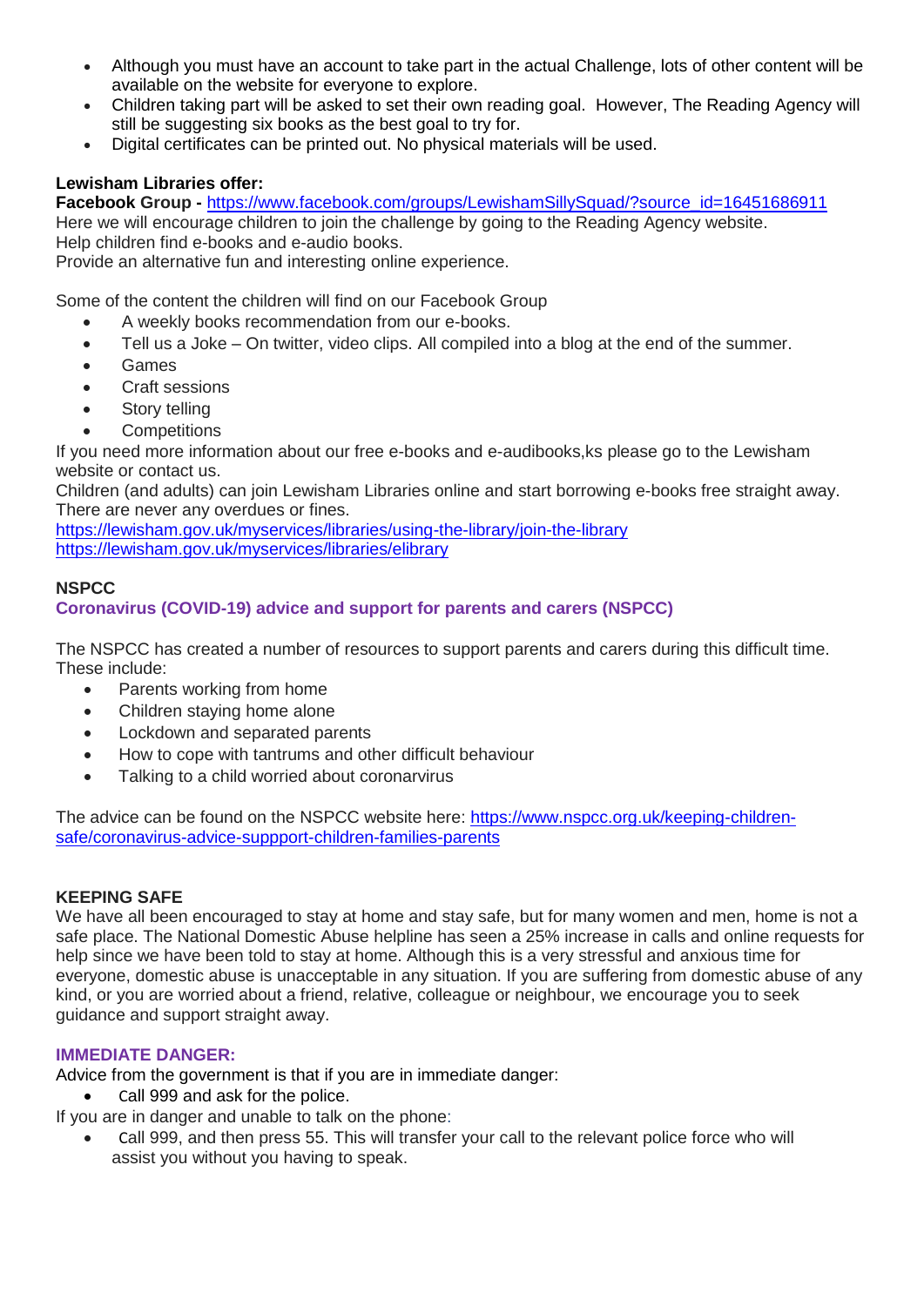- Although you must have an account to take part in the actual Challenge, lots of other content will be available on the website for everyone to explore.
- Children taking part will be asked to set their own reading goal.  However, The Reading Agency will still be suggesting six books as the best goal to try for.
- Digital certificates can be printed out. No physical materials will be used.

**Lewisham Libraries offer:**

**Facebook Group -** https://www.facebook.com/groups/LewishamSillySquad/?source_id=16451686911
Here we will encourage children to join the challenge by going to the Reading Agency website.
Help children find e-books and e-audio books.
Provide an alternative fun and interesting online experience.

Some of the content the children will find on our Facebook Group

- A weekly books recommendation from our e-books.
- Tell us a Joke – On twitter, video clips. All compiled into a blog at the end of the summer.
- Games
- Craft sessions
- Story telling
- Competitions

If you need more information about our free e-books and e-audiobooks,ks please go to the Lewisham website or contact us.
Children (and adults) can join Lewisham Libraries online and start borrowing e-books free straight away. There are never any overdues or fines.
https://lewisham.gov.uk/myservices/libraries/using-the-library/join-the-library
https://lewisham.gov.uk/myservices/libraries/elibrary

**NSPCC**

**Coronavirus (COVID-19) advice and support for parents and carers (NSPCC)**

The NSPCC has created a number of resources to support parents and carers during this difficult time. These include:

- Parents working from home
- Children staying home alone
- Lockdown and separated parents
- How to cope with tantrums and other difficult behaviour
- Talking to a child worried about coronarvirus

The advice can be found on the NSPCC website here: https://www.nspcc.org.uk/keeping-children-safe/coronavirus-advice-suppport-children-families-parents

**KEEPING SAFE**

We have all been encouraged to stay at home and stay safe, but for many women and men, home is not a safe place. The National Domestic Abuse helpline has seen a 25% increase in calls and online requests for help since we have been told to stay at home. Although this is a very stressful and anxious time for everyone, domestic abuse is unacceptable in any situation. If you are suffering from domestic abuse of any kind, or you are worried about a friend, relative, colleague or neighbour, we encourage you to seek guidance and support straight away.

**IMMEDIATE DANGER:**

Advice from the government is that if you are in immediate danger:

- Call 999 and ask for the police.

If you are in danger and unable to talk on the phone:

- Call 999, and then press 55. This will transfer your call to the relevant police force who will assist you without you having to speak.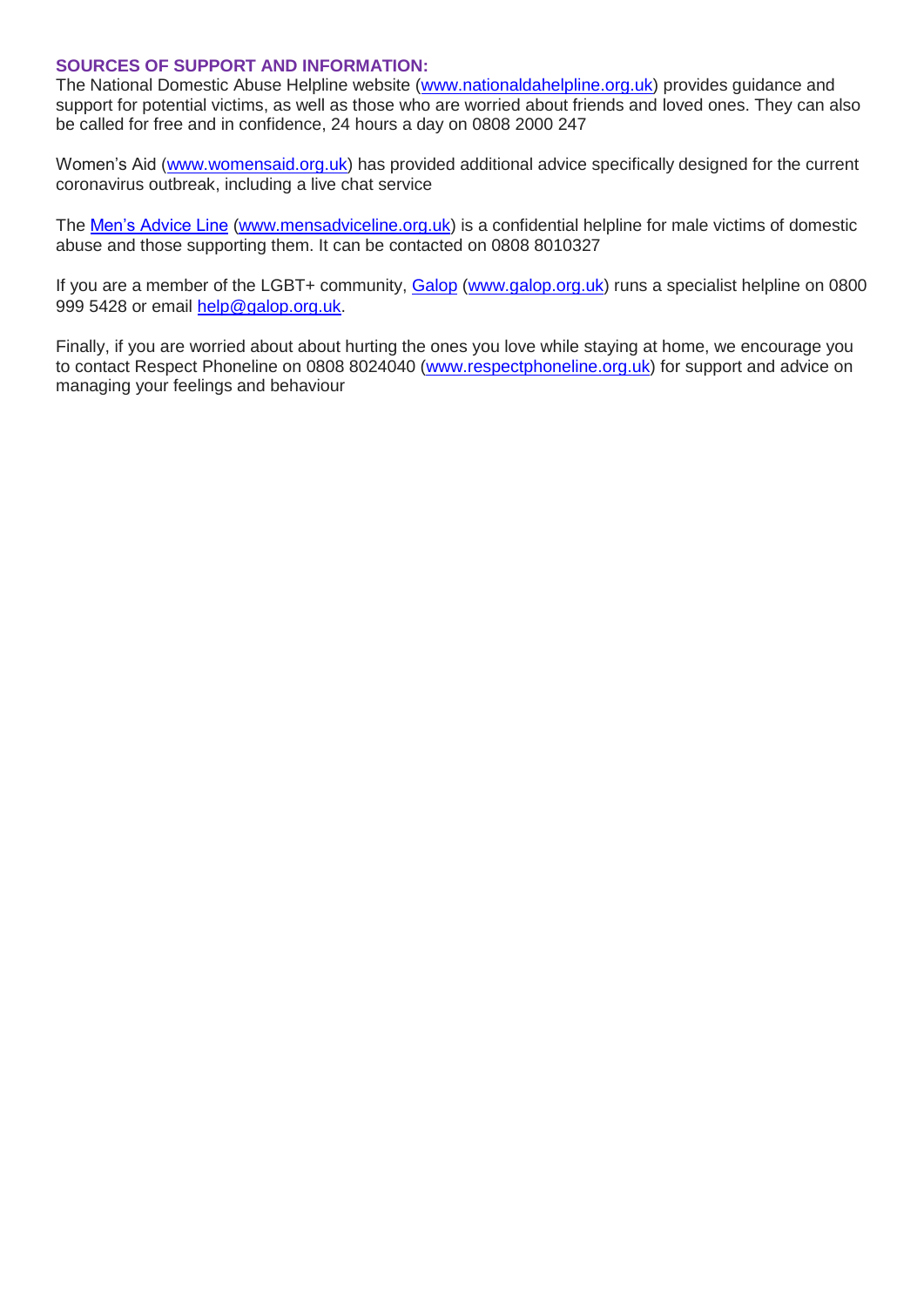**SOURCES OF SUPPORT AND INFORMATION:**

The National Domestic Abuse Helpline website (www.nationaldahelpline.org.uk) provides guidance and support for potential victims, as well as those who are worried about friends and loved ones. They can also be called for free and in confidence, 24 hours a day on 0808 2000 247

Women's Aid (www.womensaid.org.uk) has provided additional advice specifically designed for the current coronavirus outbreak, including a live chat service

The Men's Advice Line (www.mensadviceline.org.uk) is a confidential helpline for male victims of domestic abuse and those supporting them. It can be contacted on 0808 8010327

If you are a member of the LGBT+ community, Galop (www.galop.org.uk) runs a specialist helpline on 0800 999 5428 or email help@galop.org.uk.

Finally, if you are worried about about hurting the ones you love while staying at home, we encourage you to contact Respect Phoneline on 0808 8024040 (www.respectphoneline.org.uk) for support and advice on managing your feelings and behaviour